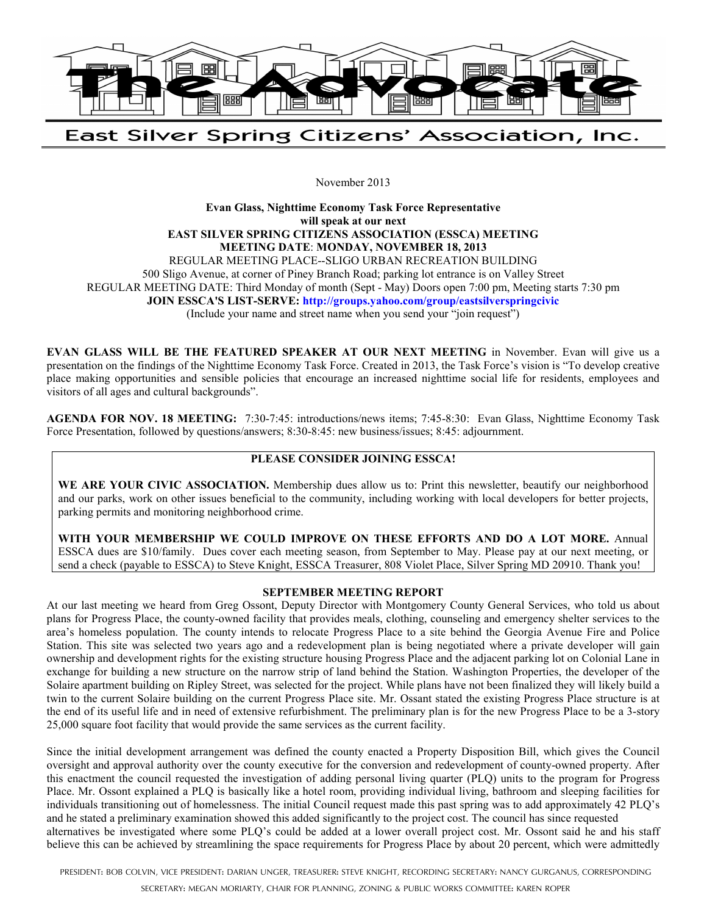# The Advocate

## East Silver Spring Citizens' Association, Inc.

November 2013

**Evan Glass, Nighttime Economy Task Force Representative**
**will speak at our next**
**EAST SILVER SPRING CITIZENS ASSOCIATION (ESSCA) MEETING**
**MEETING DATE: MONDAY, NOVEMBER 18, 2013**
REGULAR MEETING PLACE--SLIGO URBAN RECREATION BUILDING
500 Sligo Avenue, at corner of Piney Branch Road; parking lot entrance is on Valley Street
REGULAR MEETING DATE: Third Monday of month (Sept - May) Doors open 7:00 pm, Meeting starts 7:30 pm
**JOIN ESSCA'S LIST-SERVE: http://groups.yahoo.com/group/eastsilverspringcivic**
(Include your name and street name when you send your "join request")

**EVAN GLASS WILL BE THE FEATURED SPEAKER AT OUR NEXT MEETING** in November. Evan will give us a presentation on the findings of the Nighttime Economy Task Force. Created in 2013, the Task Force's vision is "To develop creative place making opportunities and sensible policies that encourage an increased nighttime social life for residents, employees and visitors of all ages and cultural backgrounds".

**AGENDA FOR NOV. 18 MEETING:** 7:30-7:45: introductions/news items; 7:45-8:30: Evan Glass, Nighttime Economy Task Force Presentation, followed by questions/answers; 8:30-8:45: new business/issues; 8:45: adjournment.

**PLEASE CONSIDER JOINING ESSCA!**

**WE ARE YOUR CIVIC ASSOCIATION.** Membership dues allow us to: Print this newsletter, beautify our neighborhood and our parks, work on other issues beneficial to the community, including working with local developers for better projects, parking permits and monitoring neighborhood crime.

**WITH YOUR MEMBERSHIP WE COULD IMPROVE ON THESE EFFORTS AND DO A LOT MORE.** Annual ESSCA dues are $10/family. Dues cover each meeting season, from September to May. Please pay at our next meeting, or send a check (payable to ESSCA) to Steve Knight, ESSCA Treasurer, 808 Violet Place, Silver Spring MD 20910. Thank you!

**SEPTEMBER MEETING REPORT**

At our last meeting we heard from Greg Ossont, Deputy Director with Montgomery County General Services, who told us about plans for Progress Place, the county-owned facility that provides meals, clothing, counseling and emergency shelter services to the area's homeless population. The county intends to relocate Progress Place to a site behind the Georgia Avenue Fire and Police Station. This site was selected two years ago and a redevelopment plan is being negotiated where a private developer will gain ownership and development rights for the existing structure housing Progress Place and the adjacent parking lot on Colonial Lane in exchange for building a new structure on the narrow strip of land behind the Station. Washington Properties, the developer of the Solaire apartment building on Ripley Street, was selected for the project. While plans have not been finalized they will likely build a twin to the current Solaire building on the current Progress Place site. Mr. Ossant stated the existing Progress Place structure is at the end of its useful life and in need of extensive refurbishment. The preliminary plan is for the new Progress Place to be a 3-story 25,000 square foot facility that would provide the same services as the current facility.

Since the initial development arrangement was defined the county enacted a Property Disposition Bill, which gives the Council oversight and approval authority over the county executive for the conversion and redevelopment of county-owned property. After this enactment the council requested the investigation of adding personal living quarter (PLQ) units to the program for Progress Place. Mr. Ossont explained a PLQ is basically like a hotel room, providing individual living, bathroom and sleeping facilities for individuals transitioning out of homelessness. The initial Council request made this past spring was to add approximately 42 PLQ's and he stated a preliminary examination showed this added significantly to the project cost. The council has since requested alternatives be investigated where some PLQ's could be added at a lower overall project cost. Mr. Ossont said he and his staff believe this can be achieved by streamlining the space requirements for Progress Place by about 20 percent, which were admittedly

PRESIDENT: BOB COLVIN, VICE PRESIDENT: DARIAN UNGER, TREASURER: STEVE KNIGHT, RECORDING SECRETARY: NANCY GURGANUS, CORRESPONDING SECRETARY: MEGAN MORIARTY, CHAIR FOR PLANNING, ZONING & PUBLIC WORKS COMMITTEE: KAREN ROPER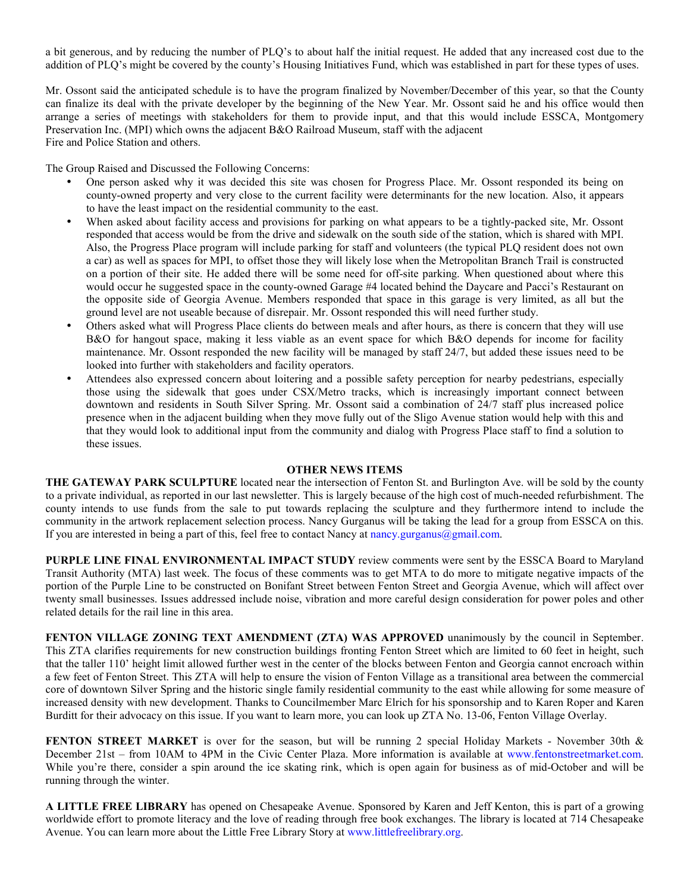a bit generous, and by reducing the number of PLQ's to about half the initial request. He added that any increased cost due to the addition of PLQ's might be covered by the county's Housing Initiatives Fund, which was established in part for these types of uses.

Mr. Ossont said the anticipated schedule is to have the program finalized by November/December of this year, so that the County can finalize its deal with the private developer by the beginning of the New Year. Mr. Ossont said he and his office would then arrange a series of meetings with stakeholders for them to provide input, and that this would include ESSCA, Montgomery Preservation Inc. (MPI) which owns the adjacent B&O Railroad Museum, staff with the adjacent
Fire and Police Station and others.

The Group Raised and Discussed the Following Concerns:

- One person asked why it was decided this site was chosen for Progress Place. Mr. Ossont responded its being on county-owned property and very close to the current facility were determinants for the new location. Also, it appears to have the least impact on the residential community to the east.
- When asked about facility access and provisions for parking on what appears to be a tightly-packed site, Mr. Ossont responded that access would be from the drive and sidewalk on the south side of the station, which is shared with MPI. Also, the Progress Place program will include parking for staff and volunteers (the typical PLQ resident does not own a car) as well as spaces for MPI, to offset those they will likely lose when the Metropolitan Branch Trail is constructed on a portion of their site. He added there will be some need for off-site parking. When questioned about where this would occur he suggested space in the county-owned Garage #4 located behind the Daycare and Pacci's Restaurant on the opposite side of Georgia Avenue. Members responded that space in this garage is very limited, as all but the ground level are not useable because of disrepair. Mr. Ossont responded this will need further study.
- Others asked what will Progress Place clients do between meals and after hours, as there is concern that they will use B&O for hangout space, making it less viable as an event space for which B&O depends for income for facility maintenance. Mr. Ossont responded the new facility will be managed by staff 24/7, but added these issues need to be looked into further with stakeholders and facility operators.
- Attendees also expressed concern about loitering and a possible safety perception for nearby pedestrians, especially those using the sidewalk that goes under CSX/Metro tracks, which is increasingly important connect between downtown and residents in South Silver Spring. Mr. Ossont said a combination of 24/7 staff plus increased police presence when in the adjacent building when they move fully out of the Sligo Avenue station would help with this and that they would look to additional input from the community and dialog with Progress Place staff to find a solution to these issues.

## OTHER NEWS ITEMS

**THE GATEWAY PARK SCULPTURE** located near the intersection of Fenton St. and Burlington Ave. will be sold by the county to a private individual, as reported in our last newsletter. This is largely because of the high cost of much-needed refurbishment. The county intends to use funds from the sale to put towards replacing the sculpture and they furthermore intend to include the community in the artwork replacement selection process. Nancy Gurganus will be taking the lead for a group from ESSCA on this. If you are interested in being a part of this, feel free to contact Nancy at nancy.gurganus@gmail.com.

**PURPLE LINE FINAL ENVIRONMENTAL IMPACT STUDY** review comments were sent by the ESSCA Board to Maryland Transit Authority (MTA) last week. The focus of these comments was to get MTA to do more to mitigate negative impacts of the portion of the Purple Line to be constructed on Bonifant Street between Fenton Street and Georgia Avenue, which will affect over twenty small businesses. Issues addressed include noise, vibration and more careful design consideration for power poles and other related details for the rail line in this area.

**FENTON VILLAGE ZONING TEXT AMENDMENT (ZTA) WAS APPROVED** unanimously by the council in September. This ZTA clarifies requirements for new construction buildings fronting Fenton Street which are limited to 60 feet in height, such that the taller 110' height limit allowed further west in the center of the blocks between Fenton and Georgia cannot encroach within a few feet of Fenton Street. This ZTA will help to ensure the vision of Fenton Village as a transitional area between the commercial core of downtown Silver Spring and the historic single family residential community to the east while allowing for some measure of increased density with new development. Thanks to Councilmember Marc Elrich for his sponsorship and to Karen Roper and Karen Burditt for their advocacy on this issue. If you want to learn more, you can look up ZTA No. 13-06, Fenton Village Overlay.

**FENTON STREET MARKET** is over for the season, but will be running 2 special Holiday Markets - November 30th & December 21st – from 10AM to 4PM in the Civic Center Plaza. More information is available at www.fentonstreetmarket.com. While you're there, consider a spin around the ice skating rink, which is open again for business as of mid-October and will be running through the winter.

**A LITTLE FREE LIBRARY** has opened on Chesapeake Avenue. Sponsored by Karen and Jeff Kenton, this is part of a growing worldwide effort to promote literacy and the love of reading through free book exchanges. The library is located at 714 Chesapeake Avenue. You can learn more about the Little Free Library Story at www.littlefreelibrary.org.